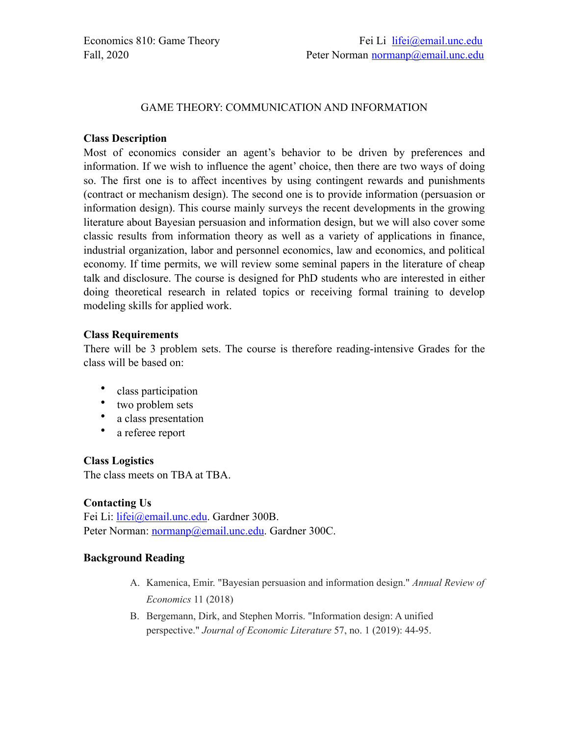Economics 810: Game Theory
Fall, 2020

Fei Li [lifei@email.unc.edu](mailto:lifei@email.unc.edu)
Peter Norman [normanp@email.unc.edu](mailto:normanp@email.unc.edu)

# GAME THEORY: COMMUNICATION AND INFORMATION

## Class Description

Most of economics consider an agent's behavior to be driven by preferences and information. If we wish to influence the agent' choice, then there are two ways of doing so. The first one is to affect incentives by using contingent rewards and punishments (contract or mechanism design). The second one is to provide information (persuasion or information design). This course mainly surveys the recent developments in the growing literature about Bayesian persuasion and information design, but we will also cover some classic results from information theory as well as a variety of applications in finance, industrial organization, labor and personnel economics, law and economics, and political economy. If time permits, we will review some seminal papers in the literature of cheap talk and disclosure. The course is designed for PhD students who are interested in either doing theoretical research in related topics or receiving formal training to develop modeling skills for applied work.

## Class Requirements

There will be 3 problem sets. The course is therefore reading-intensive Grades for the class will be based on:

- class participation
- two problem sets
- a class presentation
- a referee report

## Class Logistics

The class meets on TBA at TBA.

## Contacting Us

Fei Li: [lifei@email.unc.edu](mailto:lifei@email.unc.edu). Gardner 300B.
Peter Norman: [normanp@email.unc.edu](mailto:normanp@email.unc.edu). Gardner 300C.

## Background Reading

A. Kamenica, Emir. "Bayesian persuasion and information design." *Annual Review of Economics* 11 (2018)

B. Bergemann, Dirk, and Stephen Morris. "Information design: A unified perspective." *Journal of Economic Literature* 57, no. 1 (2019): 44-95.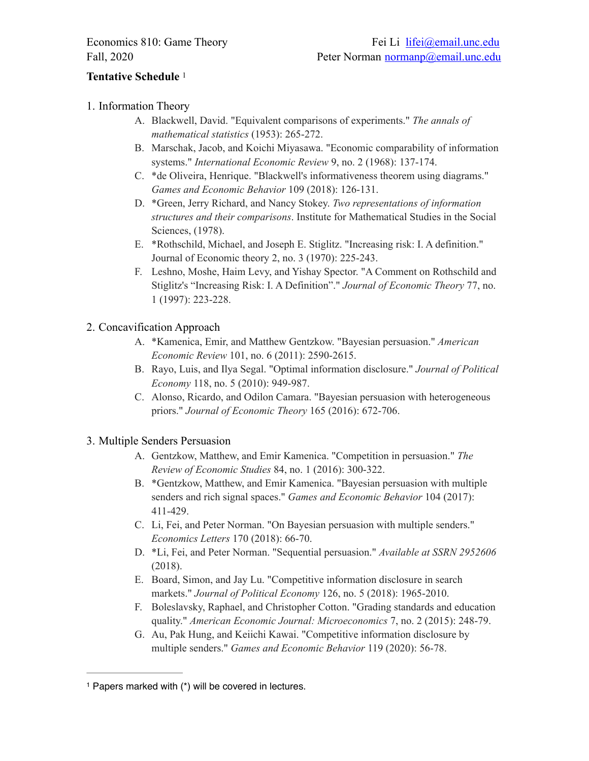Economics 810: Game Theory  
Fall, 2020

Fei Li lifei@email.unc.edu  
Peter Norman normanp@email.unc.edu

**Tentative Schedule** [1]

1. Information Theory
    A. Blackwell, David. "Equivalent comparisons of experiments." *The annals of mathematical statistics* (1953): 265-272.
    B. Marschak, Jacob, and Koichi Miyasawa. "Economic comparability of information systems." *International Economic Review* 9, no. 2 (1968): 137-174.
    C. *de Oliveira, Henrique. "Blackwell's informativeness theorem using diagrams." *Games and Economic Behavior* 109 (2018): 126-131.
    D. *Green, Jerry Richard, and Nancy Stokey. *Two representations of information structures and their comparisons*. Institute for Mathematical Studies in the Social Sciences, (1978).
    E. *Rothschild, Michael, and Joseph E. Stiglitz. "Increasing risk: I. A definition." Journal of Economic theory 2, no. 3 (1970): 225-243.
    F. Leshno, Moshe, Haim Levy, and Yishay Spector. "A Comment on Rothschild and Stiglitz's "Increasing Risk: I. A Definition"." *Journal of Economic Theory* 77, no. 1 (1997): 223-228.

2. Concavification Approach
    A. *Kamenica, Emir, and Matthew Gentzkow. "Bayesian persuasion." *American Economic Review* 101, no. 6 (2011): 2590-2615.
    B. Rayo, Luis, and Ilya Segal. "Optimal information disclosure." *Journal of Political Economy* 118, no. 5 (2010): 949-987.
    C. Alonso, Ricardo, and Odilon Camara. "Bayesian persuasion with heterogeneous priors." *Journal of Economic Theory* 165 (2016): 672-706.

3. Multiple Senders Persuasion
    A. Gentzkow, Matthew, and Emir Kamenica. "Competition in persuasion." *The Review of Economic Studies* 84, no. 1 (2016): 300-322.
    B. *Gentzkow, Matthew, and Emir Kamenica. "Bayesian persuasion with multiple senders and rich signal spaces." *Games and Economic Behavior* 104 (2017): 411-429.
    C. Li, Fei, and Peter Norman. "On Bayesian persuasion with multiple senders." *Economics Letters* 170 (2018): 66-70.
    D. *Li, Fei, and Peter Norman. "Sequential persuasion." *Available at SSRN 2952606* (2018).
    E. Board, Simon, and Jay Lu. "Competitive information disclosure in search markets." *Journal of Political Economy* 126, no. 5 (2018): 1965-2010.
    F. Boleslavsky, Raphael, and Christopher Cotton. "Grading standards and education quality." *American Economic Journal: Microeconomics* 7, no. 2 (2015): 248-79.
    G. Au, Pak Hung, and Keiichi Kawai. "Competitive information disclosure by multiple senders." *Games and Economic Behavior* 119 (2020): 56-78.

[1] Papers marked with (*) will be covered in lectures.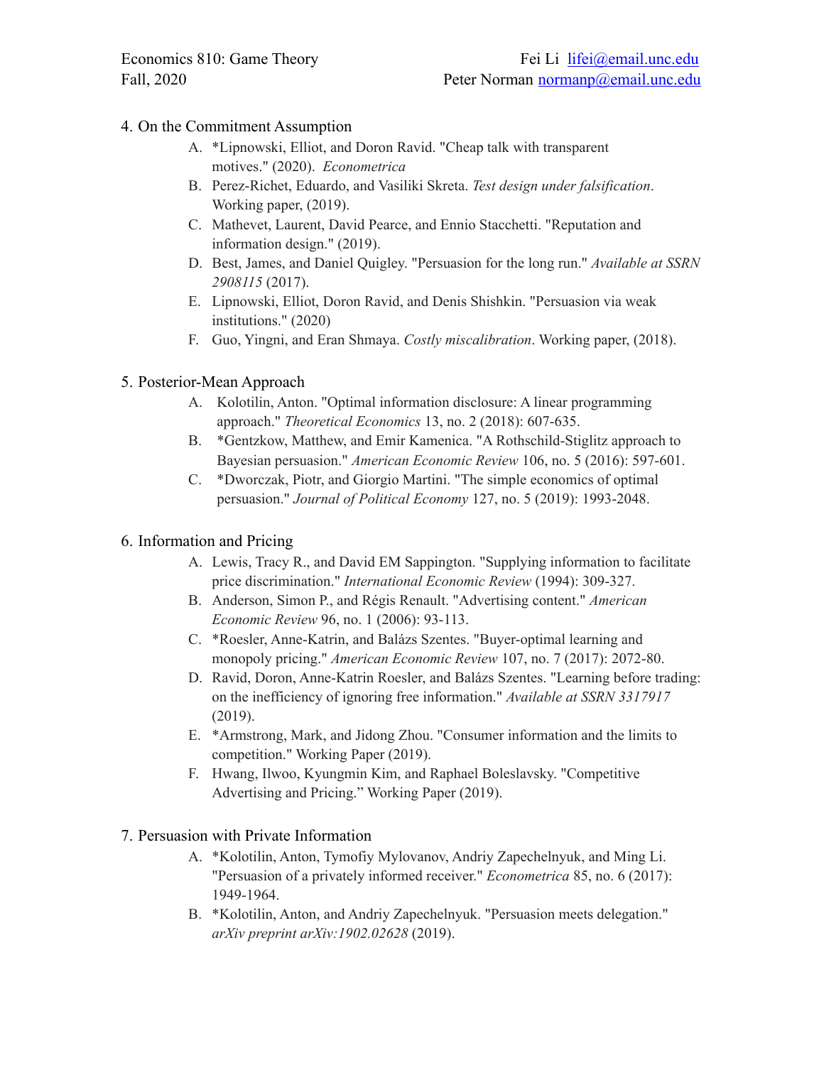4. On the Commitment Assumption
    A. *Lipnowski, Elliot, and Doron Ravid. "Cheap talk with transparent motives." (2020). *Econometrica*
    B. Perez-Richet, Eduardo, and Vasiliki Skreta. *Test design under falsification*. Working paper, (2019).
    C. Mathevet, Laurent, David Pearce, and Ennio Stacchetti. "Reputation and information design." (2019).
    D. Best, James, and Daniel Quigley. "Persuasion for the long run." *Available at SSRN 2908115* (2017).
    E. Lipnowski, Elliot, Doron Ravid, and Denis Shishkin. "Persuasion via weak institutions." (2020)
    F. Guo, Yingni, and Eran Shmaya. *Costly miscalibration*. Working paper, (2018).

5. Posterior-Mean Approach
    A. Kolotilin, Anton. "Optimal information disclosure: A linear programming approach." *Theoretical Economics* 13, no. 2 (2018): 607-635.
    B. *Gentzkow, Matthew, and Emir Kamenica. "A Rothschild-Stiglitz approach to Bayesian persuasion." *American Economic Review* 106, no. 5 (2016): 597-601.
    C. *Dworczak, Piotr, and Giorgio Martini. "The simple economics of optimal persuasion." *Journal of Political Economy* 127, no. 5 (2019): 1993-2048.

6. Information and Pricing
    A. Lewis, Tracy R., and David EM Sappington. "Supplying information to facilitate price discrimination." *International Economic Review* (1994): 309-327.
    B. Anderson, Simon P., and Régis Renault. "Advertising content." *American Economic Review* 96, no. 1 (2006): 93-113.
    C. *Roesler, Anne-Katrin, and Balázs Szentes. "Buyer-optimal learning and monopoly pricing." *American Economic Review* 107, no. 7 (2017): 2072-80.
    D. Ravid, Doron, Anne-Katrin Roesler, and Balázs Szentes. "Learning before trading: on the inefficiency of ignoring free information." *Available at SSRN 3317917* (2019).
    E. *Armstrong, Mark, and Jidong Zhou. "Consumer information and the limits to competition." Working Paper (2019).
    F. Hwang, Ilwoo, Kyungmin Kim, and Raphael Boleslavsky. "Competitive Advertising and Pricing." Working Paper (2019).

7. Persuasion with Private Information
    A. *Kolotilin, Anton, Tymofiy Mylovanov, Andriy Zapechelnyuk, and Ming Li. "Persuasion of a privately informed receiver." *Econometrica* 85, no. 6 (2017): 1949-1964.
    B. *Kolotilin, Anton, and Andriy Zapechelnyuk. "Persuasion meets delegation." *arXiv preprint arXiv:1902.02628* (2019).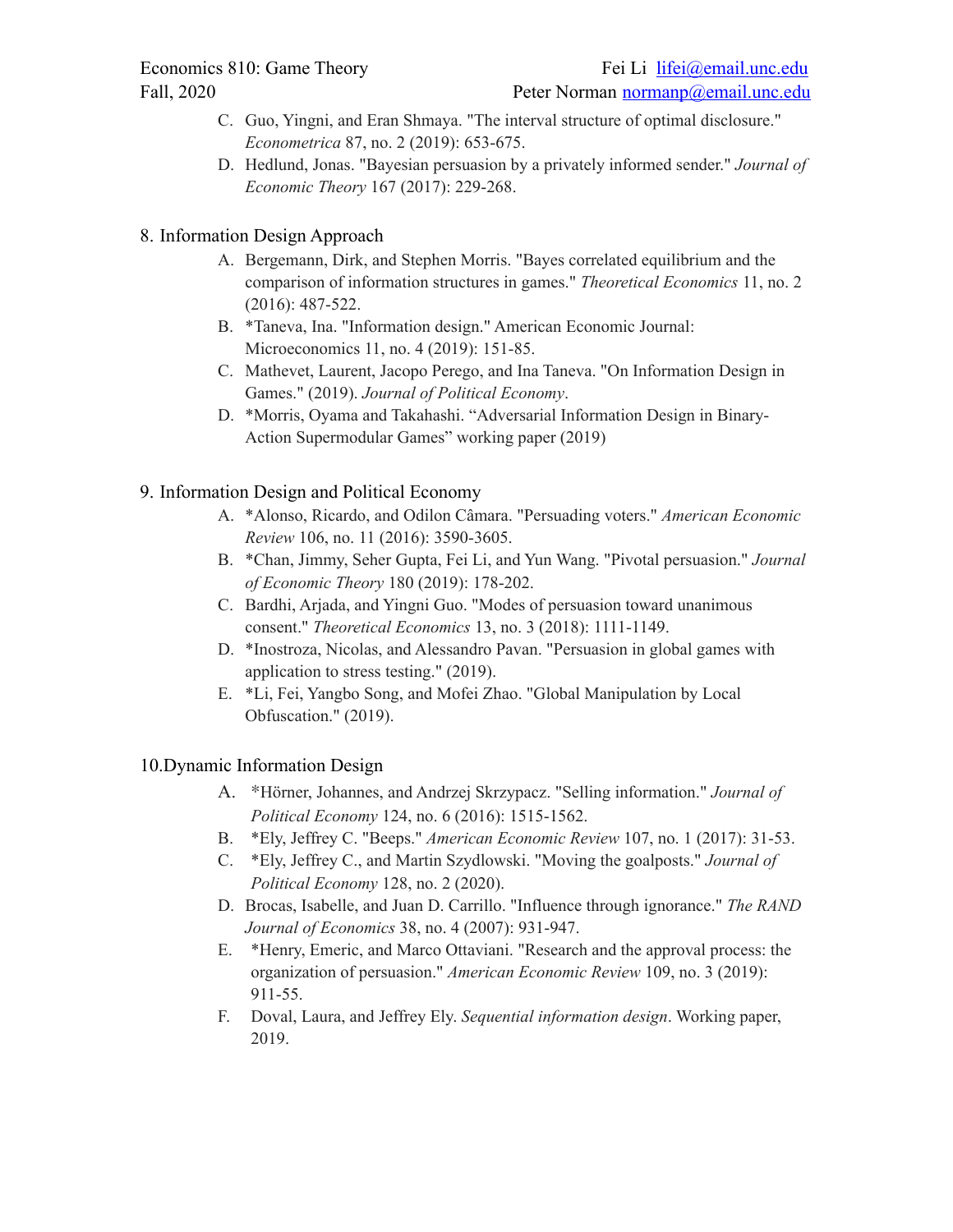C. Guo, Yingni, and Eran Shmaya. "The interval structure of optimal disclosure." *Econometrica* 87, no. 2 (2019): 653-675.

D. Hedlund, Jonas. "Bayesian persuasion by a privately informed sender." *Journal of Economic Theory* 167 (2017): 229-268.

8. Information Design Approach

   A. Bergemann, Dirk, and Stephen Morris. "Bayes correlated equilibrium and the comparison of information structures in games." *Theoretical Economics* 11, no. 2 (2016): 487-522.

   B. *Taneva, Ina. "Information design." American Economic Journal: Microeconomics 11, no. 4 (2019): 151-85.

   C. Mathevet, Laurent, Jacopo Perego, and Ina Taneva. "On Information Design in Games." (2019). *Journal of Political Economy*.

   D. *Morris, Oyama and Takahashi. "Adversarial Information Design in Binary-Action Supermodular Games" working paper (2019)

9. Information Design and Political Economy

   A. *Alonso, Ricardo, and Odilon Câmara. "Persuading voters." *American Economic Review* 106, no. 11 (2016): 3590-3605.

   B. *Chan, Jimmy, Seher Gupta, Fei Li, and Yun Wang. "Pivotal persuasion." *Journal of Economic Theory* 180 (2019): 178-202.

   C. Bardhi, Arjada, and Yingni Guo. "Modes of persuasion toward unanimous consent." *Theoretical Economics* 13, no. 3 (2018): 1111-1149.

   D. *Inostroza, Nicolas, and Alessandro Pavan. "Persuasion in global games with application to stress testing." (2019).

   E. *Li, Fei, Yangbo Song, and Mofei Zhao. "Global Manipulation by Local Obfuscation." (2019).

10. Dynamic Information Design

   A. *Hörner, Johannes, and Andrzej Skrzypacz. "Selling information." *Journal of Political Economy* 124, no. 6 (2016): 1515-1562.

   B. *Ely, Jeffrey C. "Beeps." *American Economic Review* 107, no. 1 (2017): 31-53.

   C. *Ely, Jeffrey C., and Martin Szydlowski. "Moving the goalposts." *Journal of Political Economy* 128, no. 2 (2020).

   D. Brocas, Isabelle, and Juan D. Carrillo. "Influence through ignorance." *The RAND Journal of Economics* 38, no. 4 (2007): 931-947.

   E. *Henry, Emeric, and Marco Ottaviani. "Research and the approval process: the organization of persuasion." *American Economic Review* 109, no. 3 (2019): 911-55.

   F. Doval, Laura, and Jeffrey Ely. *Sequential information design*. Working paper, 2019.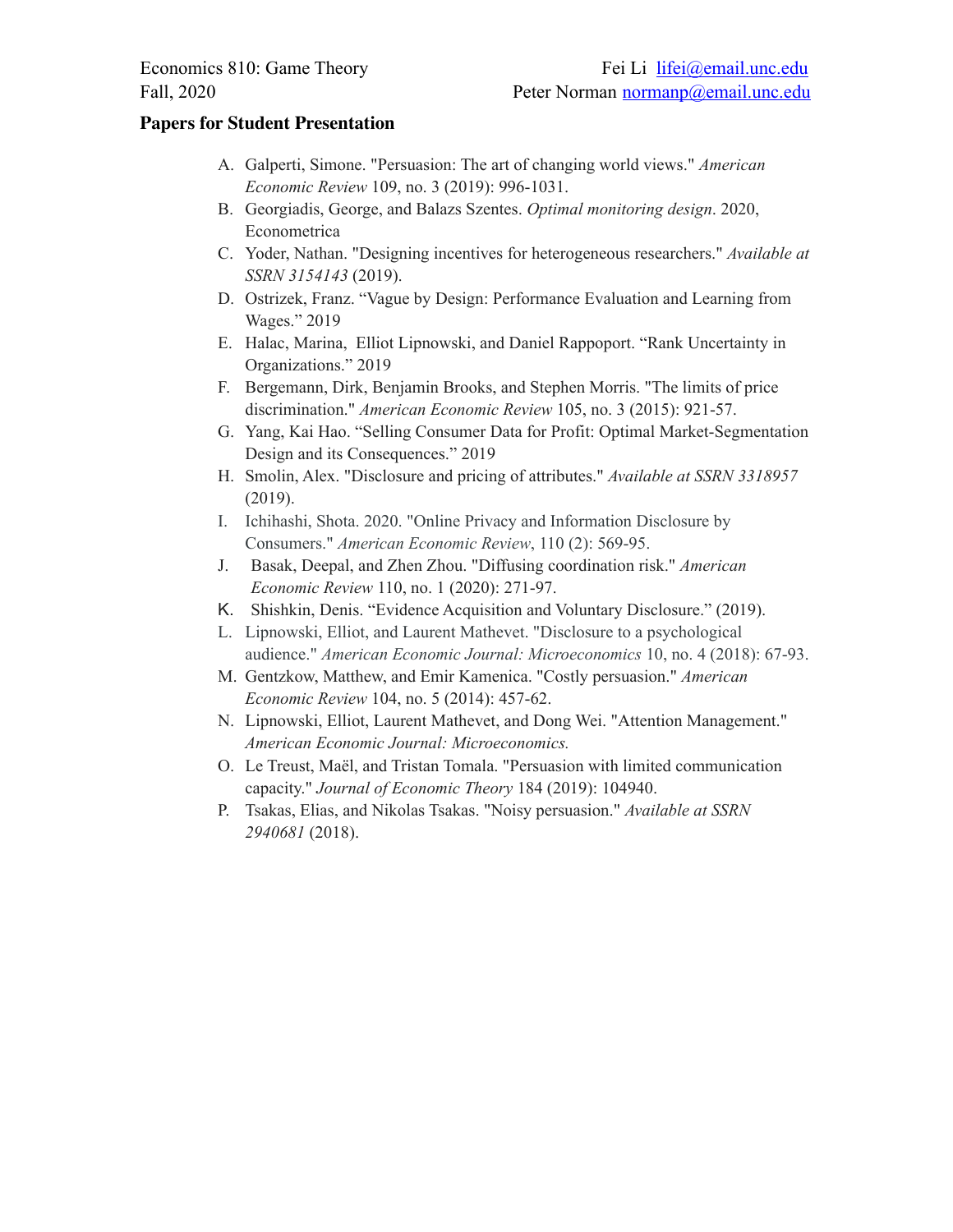Economics 810: Game Theory
Fall, 2020

Fei Li lifei@email.unc.edu
Peter Norman normanp@email.unc.edu

**Papers for Student Presentation**

A. Galperti, Simone. "Persuasion: The art of changing world views." *American Economic Review* 109, no. 3 (2019): 996-1031.
B. Georgiadis, George, and Balazs Szentes. *Optimal monitoring design*. 2020, Econometrica
C. Yoder, Nathan. "Designing incentives for heterogeneous researchers." *Available at SSRN 3154143* (2019).
D. Ostrizek, Franz. "Vague by Design: Performance Evaluation and Learning from Wages." 2019
E. Halac, Marina, Elliot Lipnowski, and Daniel Rappoport. "Rank Uncertainty in Organizations." 2019
F. Bergemann, Dirk, Benjamin Brooks, and Stephen Morris. "The limits of price discrimination." *American Economic Review* 105, no. 3 (2015): 921-57.
G. Yang, Kai Hao. "Selling Consumer Data for Profit: Optimal Market-Segmentation Design and its Consequences." 2019
H. Smolin, Alex. "Disclosure and pricing of attributes." *Available at SSRN 3318957* (2019).
I. Ichihashi, Shota. 2020. "Online Privacy and Information Disclosure by Consumers." *American Economic Review*, 110 (2): 569-95.
J. Basak, Deepal, and Zhen Zhou. "Diffusing coordination risk." *American Economic Review* 110, no. 1 (2020): 271-97.
K. Shishkin, Denis. "Evidence Acquisition and Voluntary Disclosure." (2019).
L. Lipnowski, Elliot, and Laurent Mathevet. "Disclosure to a psychological audience." *American Economic Journal: Microeconomics* 10, no. 4 (2018): 67-93.
M. Gentzkow, Matthew, and Emir Kamenica. "Costly persuasion." *American Economic Review* 104, no. 5 (2014): 457-62.
N. Lipnowski, Elliot, Laurent Mathevet, and Dong Wei. "Attention Management." *American Economic Journal: Microeconomics.*
O. Le Treust, Maël, and Tristan Tomala. "Persuasion with limited communication capacity." *Journal of Economic Theory* 184 (2019): 104940.
P. Tsakas, Elias, and Nikolas Tsakas. "Noisy persuasion." *Available at SSRN 2940681* (2018).